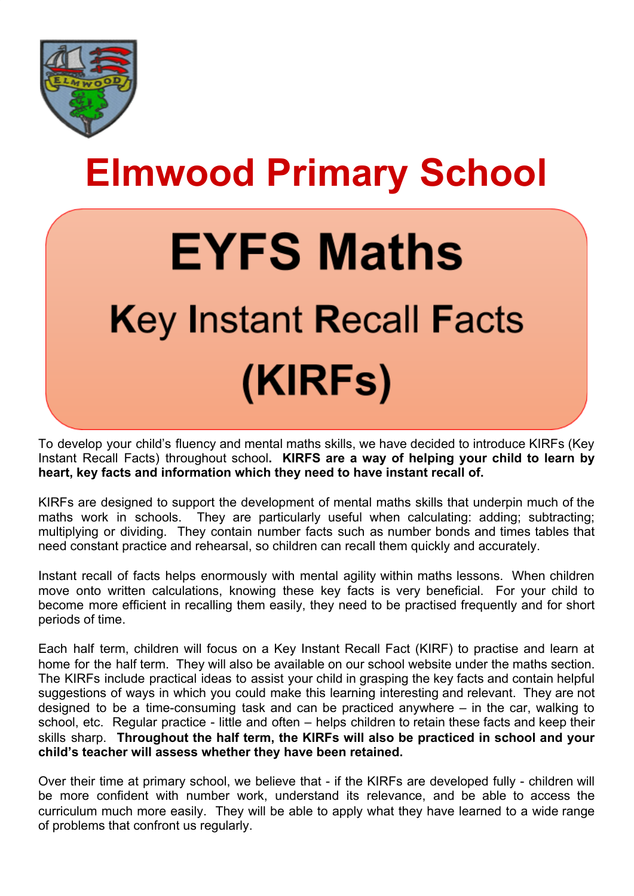# Elmwood Primary School

# EYFS Maths

## Key Instant Recall Facts (KIRFs)

To develop your child's fluency and mental maths skills, we have decided to introduce KIRFs (Key Instant Recall Facts) throughout school**. KIRFS are a way of helping your child to learn by heart, key facts and information which they need to have instant recall of.**

KIRFs are designed to support the development of mental maths skills that underpin much of the maths work in schools. They are particularly useful when calculating: adding; subtracting; multiplying or dividing. They contain number facts such as number bonds and times tables that need constant practice and rehearsal, so children can recall them quickly and accurately.

Instant recall of facts helps enormously with mental agility within maths lessons. When children move onto written calculations, knowing these key facts is very beneficial. For your child to become more efficient in recalling them easily, they need to be practised frequently and for short periods of time.

Each half term, children will focus on a Key Instant Recall Fact (KIRF) to practise and learn at home for the half term. They will also be available on our school website under the maths section. The KIRFs include practical ideas to assist your child in grasping the key facts and contain helpful suggestions of ways in which you could make this learning interesting and relevant. They are not designed to be a time-consuming task and can be practiced anywhere – in the car, walking to school, etc. Regular practice - little and often – helps children to retain these facts and keep their skills sharp. **Throughout the half term, the KIRFs will also be practiced in school and your child's teacher will assess whether they have been retained.**

Over their time at primary school, we believe that - if the KIRFs are developed fully - children will be more confident with number work, understand its relevance, and be able to access the curriculum much more easily. They will be able to apply what they have learned to a wide range of problems that confront us regularly.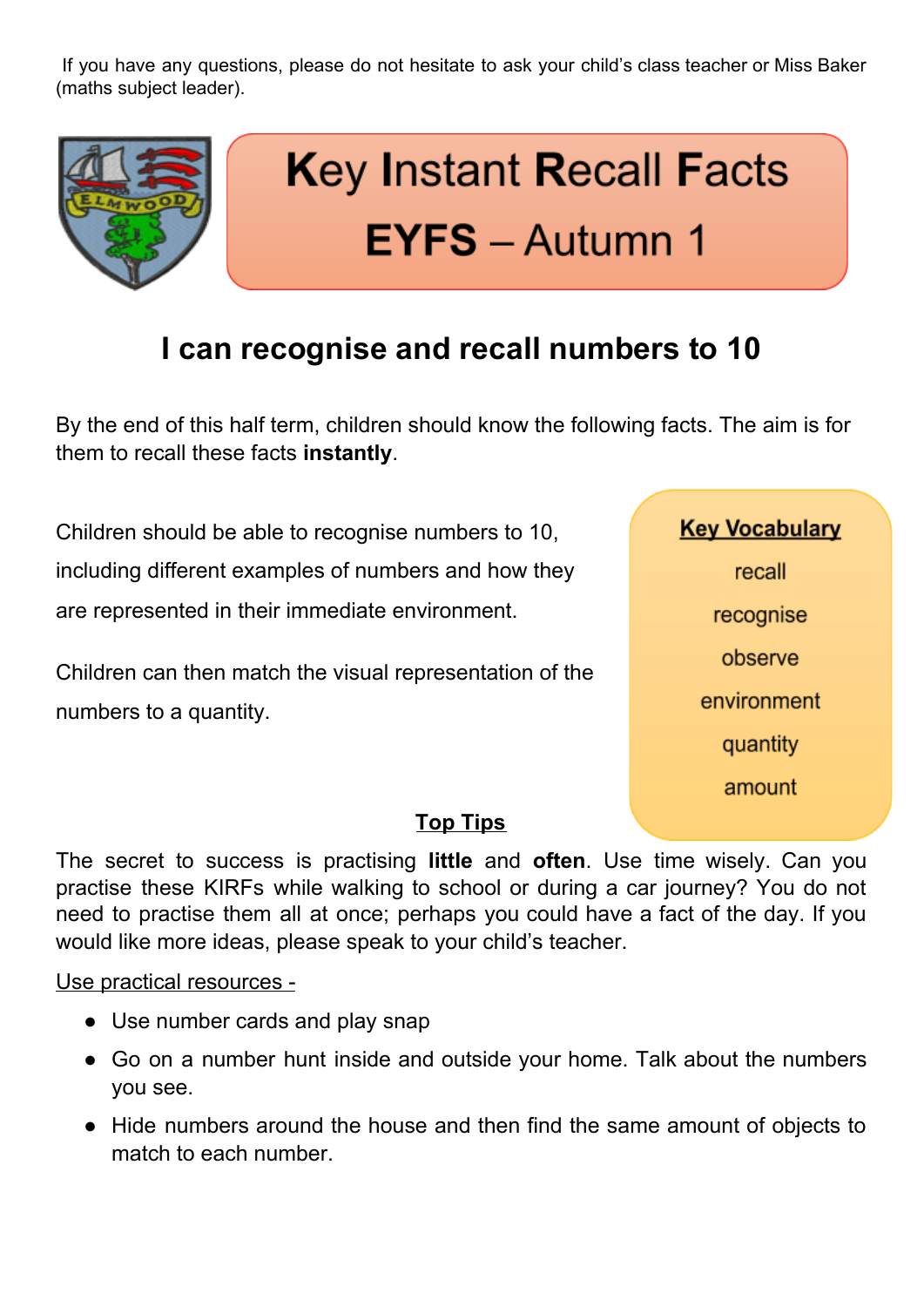If you have any questions, please do not hesitate to ask your child's class teacher or Miss Baker (maths subject leader).

# Key Instant Recall Facts

# EYFS – Autumn 1

## I can recognise and recall numbers to 10

By the end of this half term, children should know the following facts. The aim is for them to recall these facts **instantly**.

Children should be able to recognise numbers to 10, including different examples of numbers and how they are represented in their immediate environment.

Children can then match the visual representation of the numbers to a quantity.

**Key Vocabulary**

recall

recognise

observe

environment

quantity

amount

**Top Tips**

The secret to success is practising **little** and **often**. Use time wisely. Can you practise these KIRFs while walking to school or during a car journey? You do not need to practise them all at once; perhaps you could have a fact of the day. If you would like more ideas, please speak to your child's teacher.

Use practical resources -

- Use number cards and play snap
- Go on a number hunt inside and outside your home. Talk about the numbers you see.
- Hide numbers around the house and then find the same amount of objects to match to each number.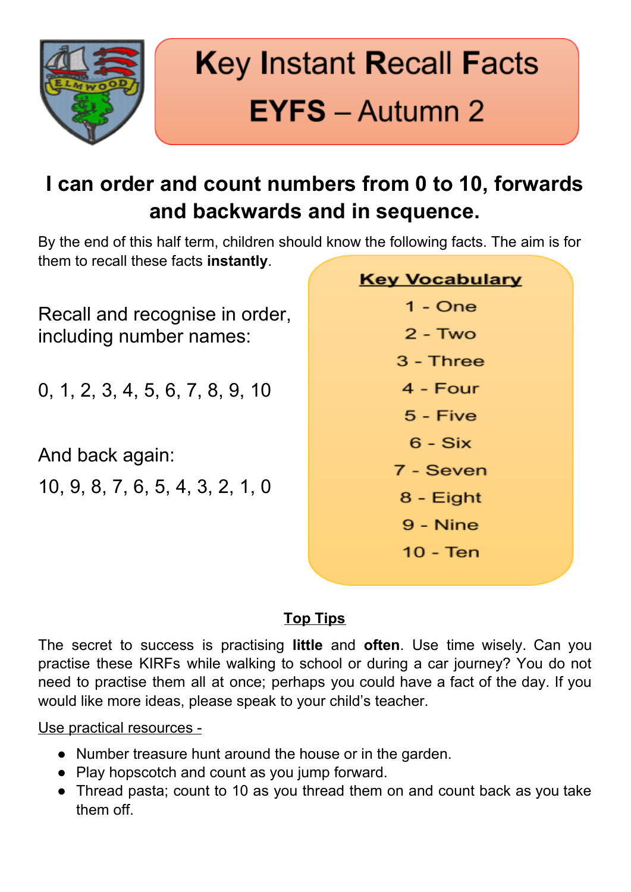# Key Instant Recall Facts

## EYFS – Autumn 2

### I can order and count numbers from 0 to 10, forwards and backwards and in sequence.

By the end of this half term, children should know the following facts. The aim is for them to recall these facts **instantly**.

Recall and recognise in order, including number names:

0, 1, 2, 3, 4, 5, 6, 7, 8, 9, 10

And back again:

10, 9, 8, 7, 6, 5, 4, 3, 2, 1, 0

**Key Vocabulary**

1 - One

2 - Two

3 - Three

4 - Four

5 - Five

6 - Six

7 - Seven

8 - Eight

9 - Nine

10 - Ten

**Top Tips**

The secret to success is practising **little** and **often**. Use time wisely. Can you practise these KIRFs while walking to school or during a car journey? You do not need to practise them all at once; perhaps you could have a fact of the day. If you would like more ideas, please speak to your child's teacher.

Use practical resources -

- Number treasure hunt around the house or in the garden.
- Play hopscotch and count as you jump forward.
- Thread pasta; count to 10 as you thread them on and count back as you take them off.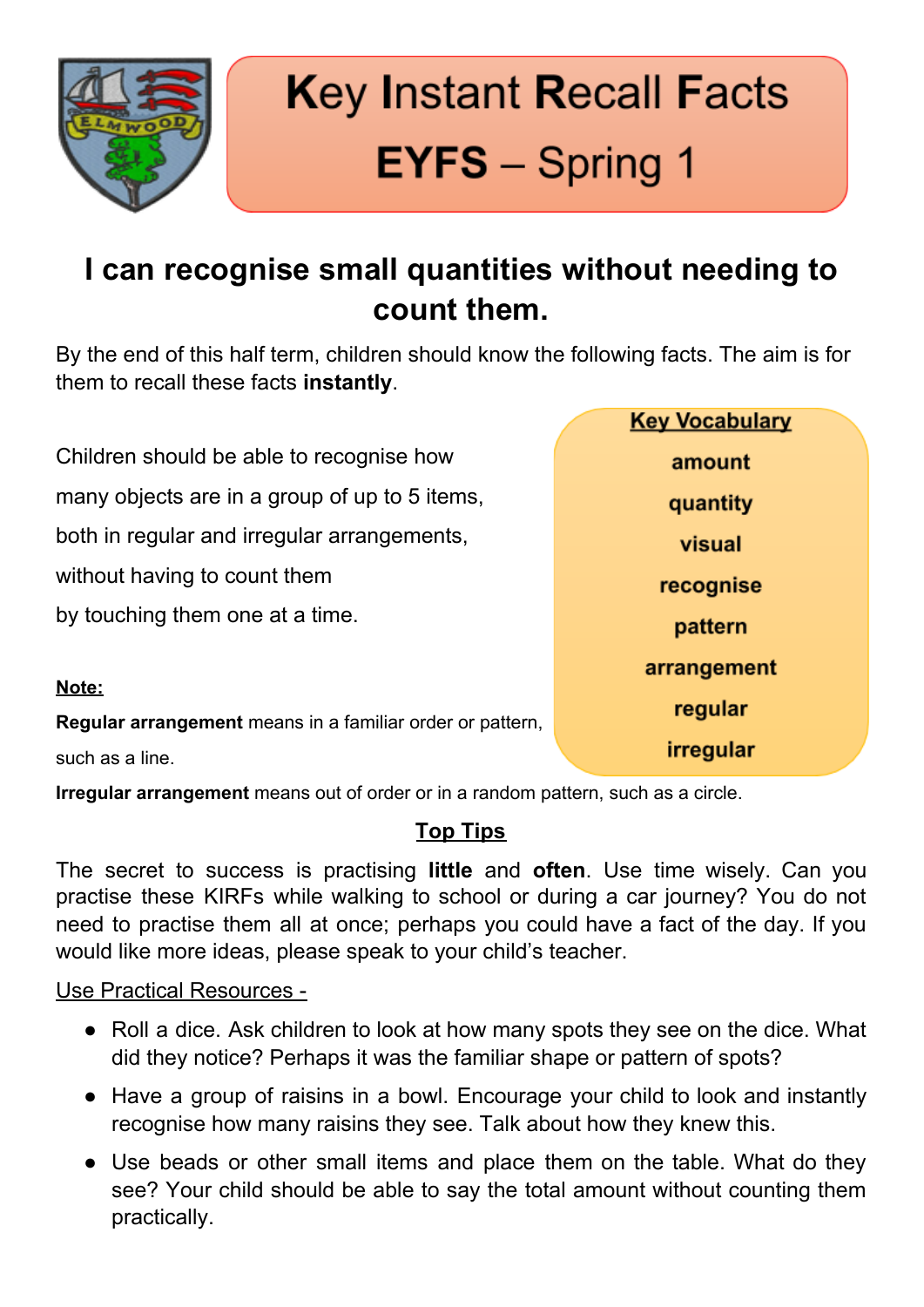# Key Instant Recall Facts

# EYFS – Spring 1

## I can recognise small quantities without needing to count them.

By the end of this half term, children should know the following facts. The aim is for them to recall these facts **instantly**.

Children should be able to recognise how many objects are in a group of up to 5 items, both in regular and irregular arrangements, without having to count them by touching them one at a time.

**Key Vocabulary**

- amount
- quantity
- visual
- recognise
- pattern
- arrangement
- regular
- irregular

**Note:**

**Regular arrangement** means in a familiar order or pattern, such as a line.

**Irregular arrangement** means out of order or in a random pattern, such as a circle.

### Top Tips

The secret to success is practising **little** and **often**. Use time wisely. Can you practise these KIRFs while walking to school or during a car journey? You do not need to practise them all at once; perhaps you could have a fact of the day. If you would like more ideas, please speak to your child's teacher.

Use Practical Resources -

- Roll a dice. Ask children to look at how many spots they see on the dice. What did they notice? Perhaps it was the familiar shape or pattern of spots?
- Have a group of raisins in a bowl. Encourage your child to look and instantly recognise how many raisins they see. Talk about how they knew this.
- Use beads or other small items and place them on the table. What do they see? Your child should be able to say the total amount without counting them practically.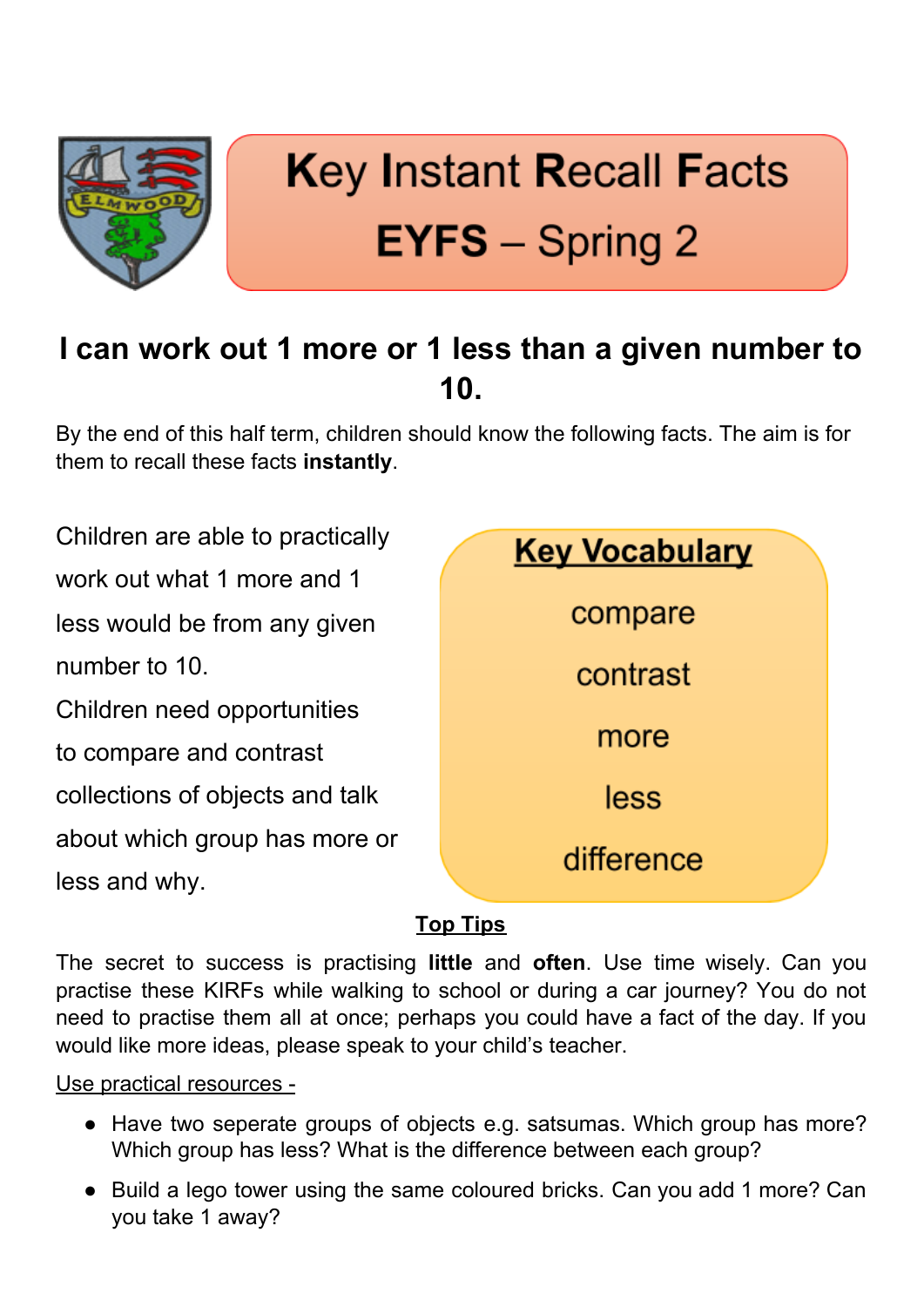# Key Instant Recall Facts
# EYFS – Spring 2

## I can work out 1 more or 1 less than a given number to 10.

By the end of this half term, children should know the following facts. The aim is for them to recall these facts **instantly**.

Children are able to practically work out what 1 more and 1 less would be from any given number to 10.
Children need opportunities to compare and contrast collections of objects and talk about which group has more or less and why.

**Key Vocabulary**

compare

contrast

more

less

difference

**Top Tips**

The secret to success is practising **little** and **often**. Use time wisely. Can you practise these KIRFs while walking to school or during a car journey? You do not need to practise them all at once; perhaps you could have a fact of the day. If you would like more ideas, please speak to your child's teacher.

Use practical resources -

- Have two seperate groups of objects e.g. satsumas. Which group has more? Which group has less? What is the difference between each group?
- Build a lego tower using the same coloured bricks. Can you add 1 more? Can you take 1 away?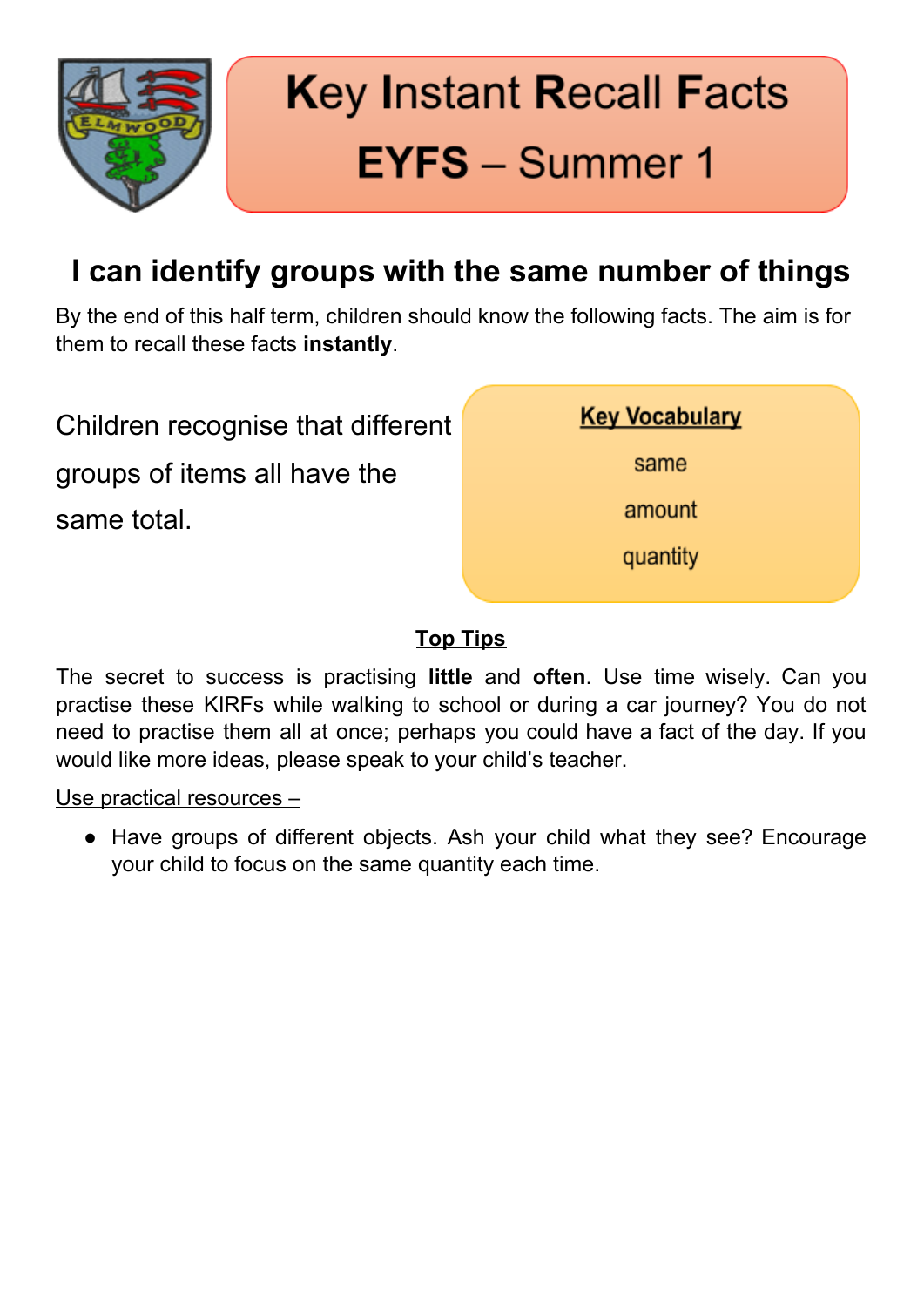# Key Instant Recall Facts

# EYFS – Summer 1

## I can identify groups with the same number of things

By the end of this half term, children should know the following facts. The aim is for them to recall these facts **instantly**.

Children recognise that different groups of items all have the same total.

**Key Vocabulary**

same

amount

quantity

**Top Tips**

The secret to success is practising **little** and **often**. Use time wisely. Can you practise these KIRFs while walking to school or during a car journey? You do not need to practise them all at once; perhaps you could have a fact of the day. If you would like more ideas, please speak to your child's teacher.

Use practical resources –

- Have groups of different objects. Ash your child what they see? Encourage your child to focus on the same quantity each time.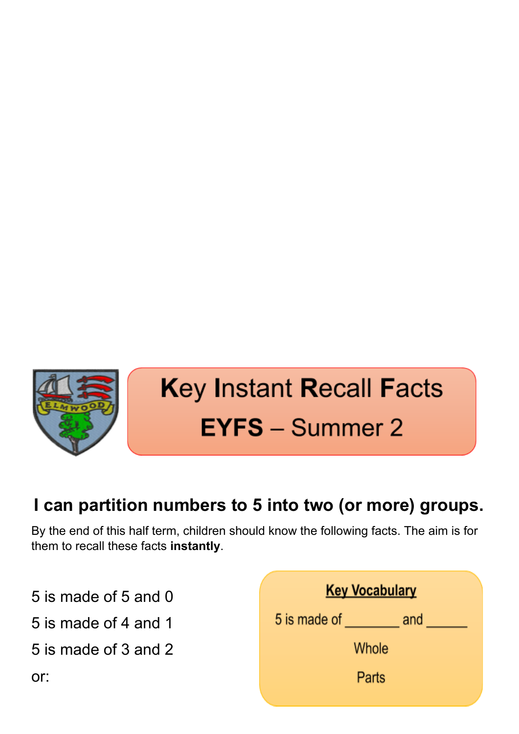# Key Instant Recall Facts

## EYFS – Summer 2

### I can partition numbers to 5 into two (or more) groups.

By the end of this half term, children should know the following facts. The aim is for them to recall these facts **instantly**.

5 is made of 5 and 0

5 is made of 4 and 1

5 is made of 3 and 2

or:

**Key Vocabulary**

5 is made of _______ and ______

Whole

Parts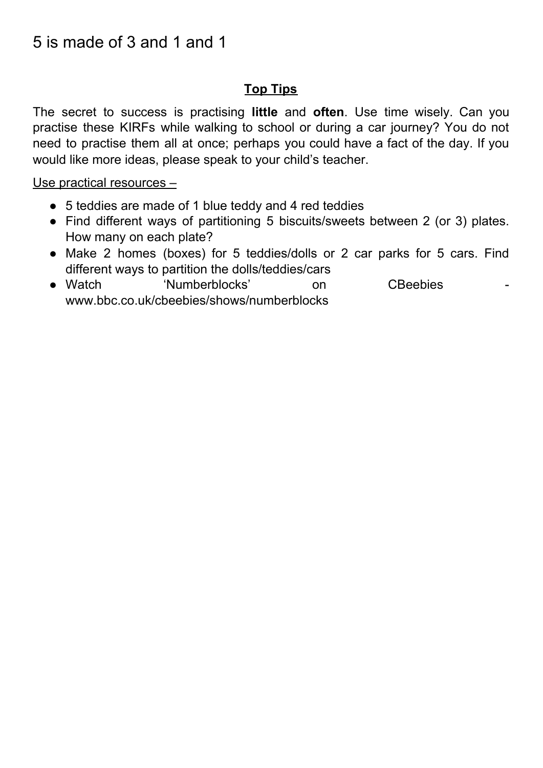5 is made of 3 and 1 and 1

## Top Tips

The secret to success is practising **little** and **often**. Use time wisely. Can you practise these KIRFs while walking to school or during a car journey? You do not need to practise them all at once; perhaps you could have a fact of the day. If you would like more ideas, please speak to your child's teacher.

Use practical resources –

- 5 teddies are made of 1 blue teddy and 4 red teddies
- Find different ways of partitioning 5 biscuits/sweets between 2 (or 3) plates. How many on each plate?
- Make 2 homes (boxes) for 5 teddies/dolls or 2 car parks for 5 cars. Find different ways to partition the dolls/teddies/cars
- Watch 'Numberblocks' on CBeebies - www.bbc.co.uk/cbeebies/shows/numberblocks